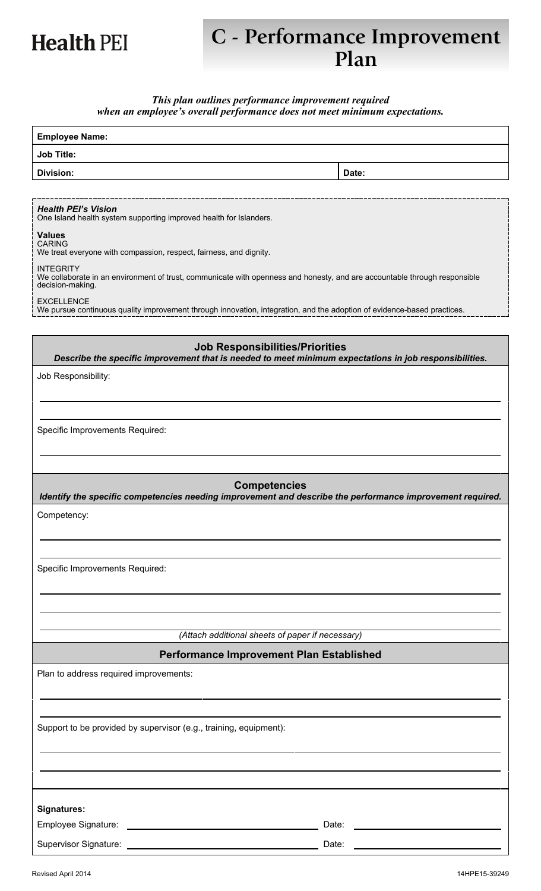**Health PEI**

# C - Performance Improvement Plan

***This plan outlines performance improvement required when an employee's overall performance does not meet minimum expectations.***

| **Employee Name:** | |
|---|---|
| **Job Title:** | |
| **Division:** | **Date:** |

***Health PEI's Vision***
One Island health system supporting improved health for Islanders.

**Values**
CARING
We treat everyone with compassion, respect, fairness, and dignity.

INTEGRITY
We collaborate in an environment of trust, communicate with openness and honesty, and are accountable through responsible decision-making.

EXCELLENCE
We pursue continuous quality improvement through innovation, integration, and the adoption of evidence-based practices.

## Job Responsibilities/Priorities

***Describe the specific improvement that is needed to meet minimum expectations in job responsibilities.***

Job Responsibility:

Specific Improvements Required:

## Competencies

***Identify the specific competencies needing improvement and describe the performance improvement required.***

Competency:

Specific Improvements Required:

*(Attach additional sheets of paper if necessary)*

## Performance Improvement Plan Established

Plan to address required improvements:

Support to be provided by supervisor (e.g., training, equipment):

**Signatures:**

Employee Signature: ______________________ Date: ______________

Supervisor Signature: ______________________ Date: ______________

Revised April 2014

14HPE15-39249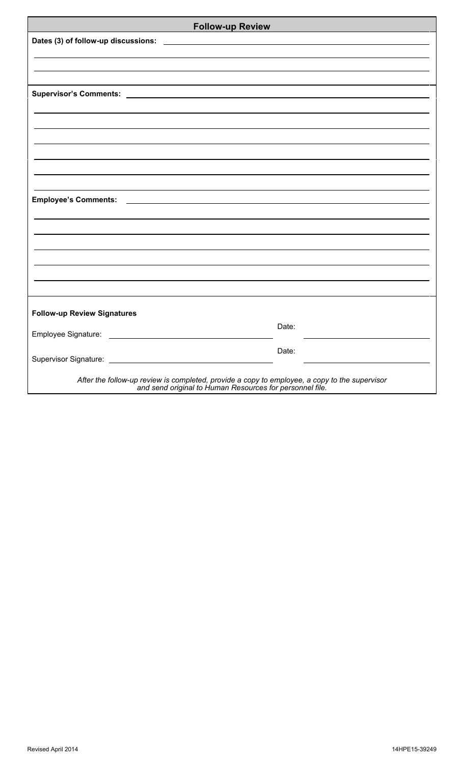## Follow-up Review

**Dates (3) of follow-up discussions:** ______________________________

______________________________

______________________________

**Supervisor's Comments:** ______________________________

______________________________

______________________________

______________________________

______________________________

______________________________

**Employee's Comments:** ______________________________

______________________________

______________________________

______________________________

______________________________

______________________________

**Follow-up Review Signatures**

Employee Signature: ______________________________ Date: ______________

Supervisor Signature: ______________________________ Date: ______________

*After the follow-up review is completed, provide a copy to employee, a copy to the supervisor and send original to Human Resources for personnel file.*

Revised April 2014

14HPE15-39249